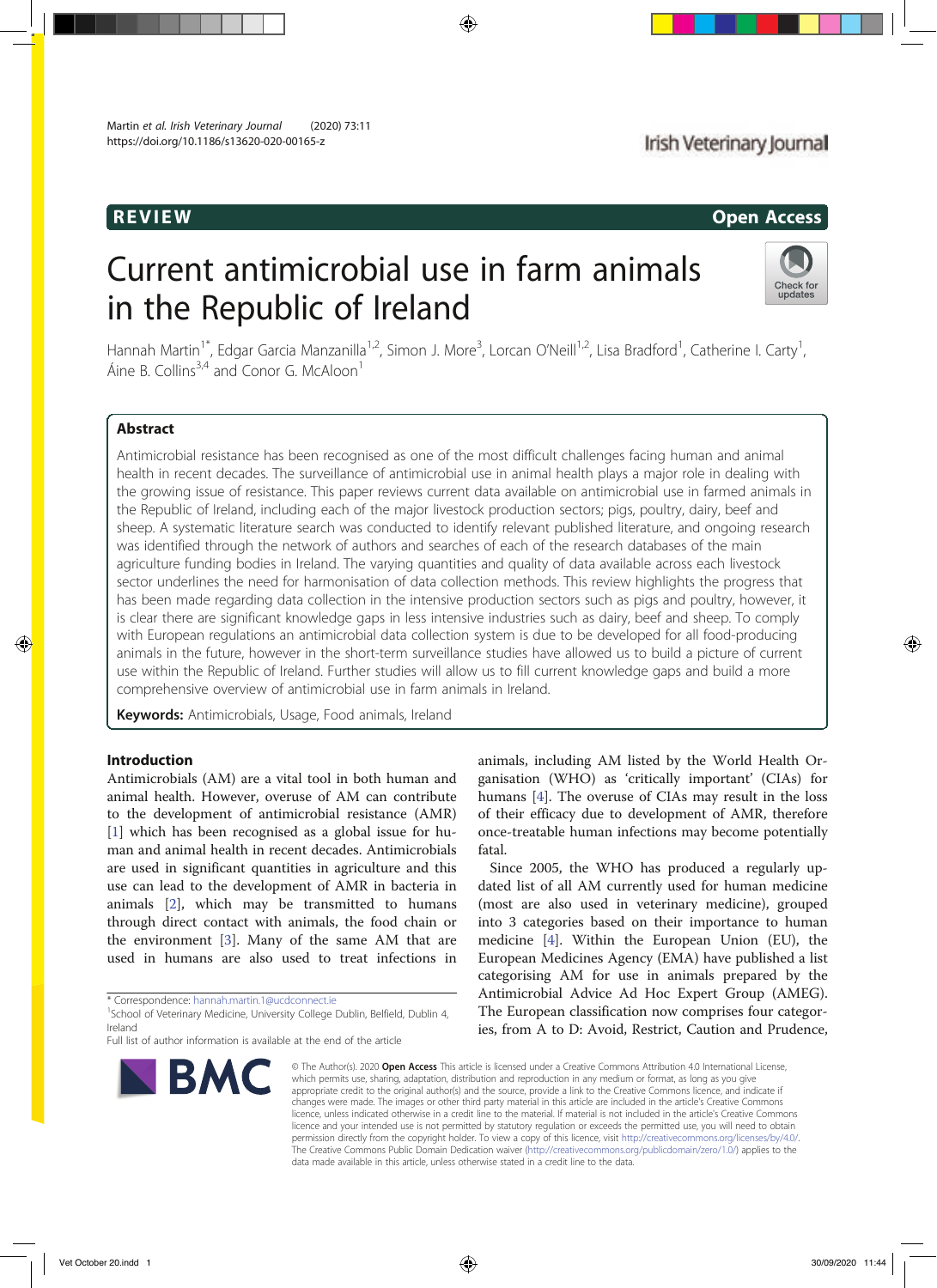REVIEW Open Access

# Current antimicrobial use in farm animals in the Republic of Ireland

Hannah Martin[1*], Edgar Garcia Manzanilla[1,2], Simon J. More[3], Lorcan O'Neill[1,2], Lisa Bradford[1], Catherine I. Carty[1], Áine B. Collins[3,4] and Conor G. McAloon[1]

## Abstract

Antimicrobial resistance has been recognised as one of the most difficult challenges facing human and animal health in recent decades. The surveillance of antimicrobial use in animal health plays a major role in dealing with the growing issue of resistance. This paper reviews current data available on antimicrobial use in farmed animals in the Republic of Ireland, including each of the major livestock production sectors; pigs, poultry, dairy, beef and sheep. A systematic literature search was conducted to identify relevant published literature, and ongoing research was identified through the network of authors and searches of each of the research databases of the main agriculture funding bodies in Ireland. The varying quantities and quality of data available across each livestock sector underlines the need for harmonisation of data collection methods. This review highlights the progress that has been made regarding data collection in the intensive production sectors such as pigs and poultry, however, it is clear there are significant knowledge gaps in less intensive industries such as dairy, beef and sheep. To comply with European regulations an antimicrobial data collection system is due to be developed for all food-producing animals in the future, however in the short-term surveillance studies have allowed us to build a picture of current use within the Republic of Ireland. Further studies will allow us to fill current knowledge gaps and build a more comprehensive overview of antimicrobial use in farm animals in Ireland.

**Keywords:** Antimicrobials, Usage, Food animals, Ireland

## Introduction

Antimicrobials (AM) are a vital tool in both human and animal health. However, overuse of AM can contribute to the development of antimicrobial resistance (AMR) [1] which has been recognised as a global issue for human and animal health in recent decades. Antimicrobials are used in significant quantities in agriculture and this use can lead to the development of AMR in bacteria in animals [2], which may be transmitted to humans through direct contact with animals, the food chain or the environment [3]. Many of the same AM that are used in humans are also used to treat infections in animals, including AM listed by the World Health Organisation (WHO) as 'critically important' (CIAs) for humans [4]. The overuse of CIAs may result in the loss of their efficacy due to development of AMR, therefore once-treatable human infections may become potentially fatal.

Since 2005, the WHO has produced a regularly updated list of all AM currently used for human medicine (most are also used in veterinary medicine), grouped into 3 categories based on their importance to human medicine [4]. Within the European Union (EU), the European Medicines Agency (EMA) have published a list categorising AM for use in animals prepared by the Antimicrobial Advice Ad Hoc Expert Group (AMEG). The European classification now comprises four categories, from A to D: Avoid, Restrict, Caution and Prudence,

* Correspondence: hannah.martin.1@ucdconnect.ie
[1]School of Veterinary Medicine, University College Dublin, Belfield, Dublin 4, Ireland
Full list of author information is available at the end of the article

© The Author(s). 2020 **Open Access** This article is licensed under a Creative Commons Attribution 4.0 International License, which permits use, sharing, adaptation, distribution and reproduction in any medium or format, as long as you give appropriate credit to the original author(s) and the source, provide a link to the Creative Commons licence, and indicate if changes were made. The images or other third party material in this article are included in the article's Creative Commons licence, unless indicated otherwise in a credit line to the material. If material is not included in the article's Creative Commons licence and your intended use is not permitted by statutory regulation or exceeds the permitted use, you will need to obtain permission directly from the copyright holder. To view a copy of this licence, visit http://creativecommons.org/licenses/by/4.0/. The Creative Commons Public Domain Dedication waiver (http://creativecommons.org/publicdomain/zero/1.0/) applies to the data made available in this article, unless otherwise stated in a credit line to the data.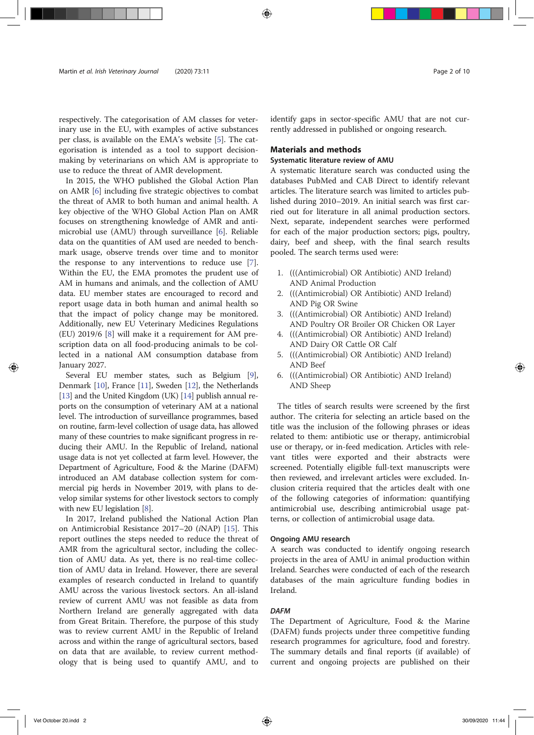respectively. The categorisation of AM classes for veterinary use in the EU, with examples of active substances per class, is available on the EMA's website [5]. The categorisation is intended as a tool to support decision-making by veterinarians on which AM is appropriate to use to reduce the threat of AMR development.

In 2015, the WHO published the Global Action Plan on AMR [6] including five strategic objectives to combat the threat of AMR to both human and animal health. A key objective of the WHO Global Action Plan on AMR focuses on strengthening knowledge of AMR and antimicrobial use (AMU) through surveillance [6]. Reliable data on the quantities of AM used are needed to benchmark usage, observe trends over time and to monitor the response to any interventions to reduce use [7]. Within the EU, the EMA promotes the prudent use of AM in humans and animals, and the collection of AMU data. EU member states are encouraged to record and report usage data in both human and animal health so that the impact of policy change may be monitored. Additionally, new EU Veterinary Medicines Regulations (EU) 2019/6 [8] will make it a requirement for AM prescription data on all food-producing animals to be collected in a national AM consumption database from January 2027.

Several EU member states, such as Belgium [9], Denmark [10], France [11], Sweden [12], the Netherlands [13] and the United Kingdom (UK) [14] publish annual reports on the consumption of veterinary AM at a national level. The introduction of surveillance programmes, based on routine, farm-level collection of usage data, has allowed many of these countries to make significant progress in reducing their AMU. In the Republic of Ireland, national usage data is not yet collected at farm level. However, the Department of Agriculture, Food & the Marine (DAFM) introduced an AM database collection system for commercial pig herds in November 2019, with plans to develop similar systems for other livestock sectors to comply with new EU legislation [8].

In 2017, Ireland published the National Action Plan on Antimicrobial Resistance 2017–20 (*i*NAP) [15]. This report outlines the steps needed to reduce the threat of AMR from the agricultural sector, including the collection of AMU data. As yet, there is no real-time collection of AMU data in Ireland. However, there are several examples of research conducted in Ireland to quantify AMU across the various livestock sectors. An all-island review of current AMU was not feasible as data from Northern Ireland are generally aggregated with data from Great Britain. Therefore, the purpose of this study was to review current AMU in the Republic of Ireland across and within the range of agricultural sectors, based on data that are available, to review current methodology that is being used to quantify AMU, and to identify gaps in sector-specific AMU that are not currently addressed in published or ongoing research.

## Materials and methods

### Systematic literature review of AMU

A systematic literature search was conducted using the databases PubMed and CAB Direct to identify relevant articles. The literature search was limited to articles published during 2010–2019. An initial search was first carried out for literature in all animal production sectors. Next, separate, independent searches were performed for each of the major production sectors; pigs, poultry, dairy, beef and sheep, with the final search results pooled. The search terms used were:

1. (((Antimicrobial) OR Antibiotic) AND Ireland) AND Animal Production
2. (((Antimicrobial) OR Antibiotic) AND Ireland) AND Pig OR Swine
3. (((Antimicrobial) OR Antibiotic) AND Ireland) AND Poultry OR Broiler OR Chicken OR Layer
4. (((Antimicrobial) OR Antibiotic) AND Ireland) AND Dairy OR Cattle OR Calf
5. (((Antimicrobial) OR Antibiotic) AND Ireland) AND Beef
6. (((Antimicrobial) OR Antibiotic) AND Ireland) AND Sheep

The titles of search results were screened by the first author. The criteria for selecting an article based on the title was the inclusion of the following phrases or ideas related to them: antibiotic use or therapy, antimicrobial use or therapy, or in-feed medication. Articles with relevant titles were exported and their abstracts were screened. Potentially eligible full-text manuscripts were then reviewed, and irrelevant articles were excluded. Inclusion criteria required that the articles dealt with one of the following categories of information: quantifying antimicrobial use, describing antimicrobial usage patterns, or collection of antimicrobial usage data.

### Ongoing AMU research

A search was conducted to identify ongoing research projects in the area of AMU in animal production within Ireland. Searches were conducted of each of the research databases of the main agriculture funding bodies in Ireland.

#### *DAFM*

The Department of Agriculture, Food & the Marine (DAFM) funds projects under three competitive funding research programmes for agriculture, food and forestry. The summary details and final reports (if available) of current and ongoing projects are published on their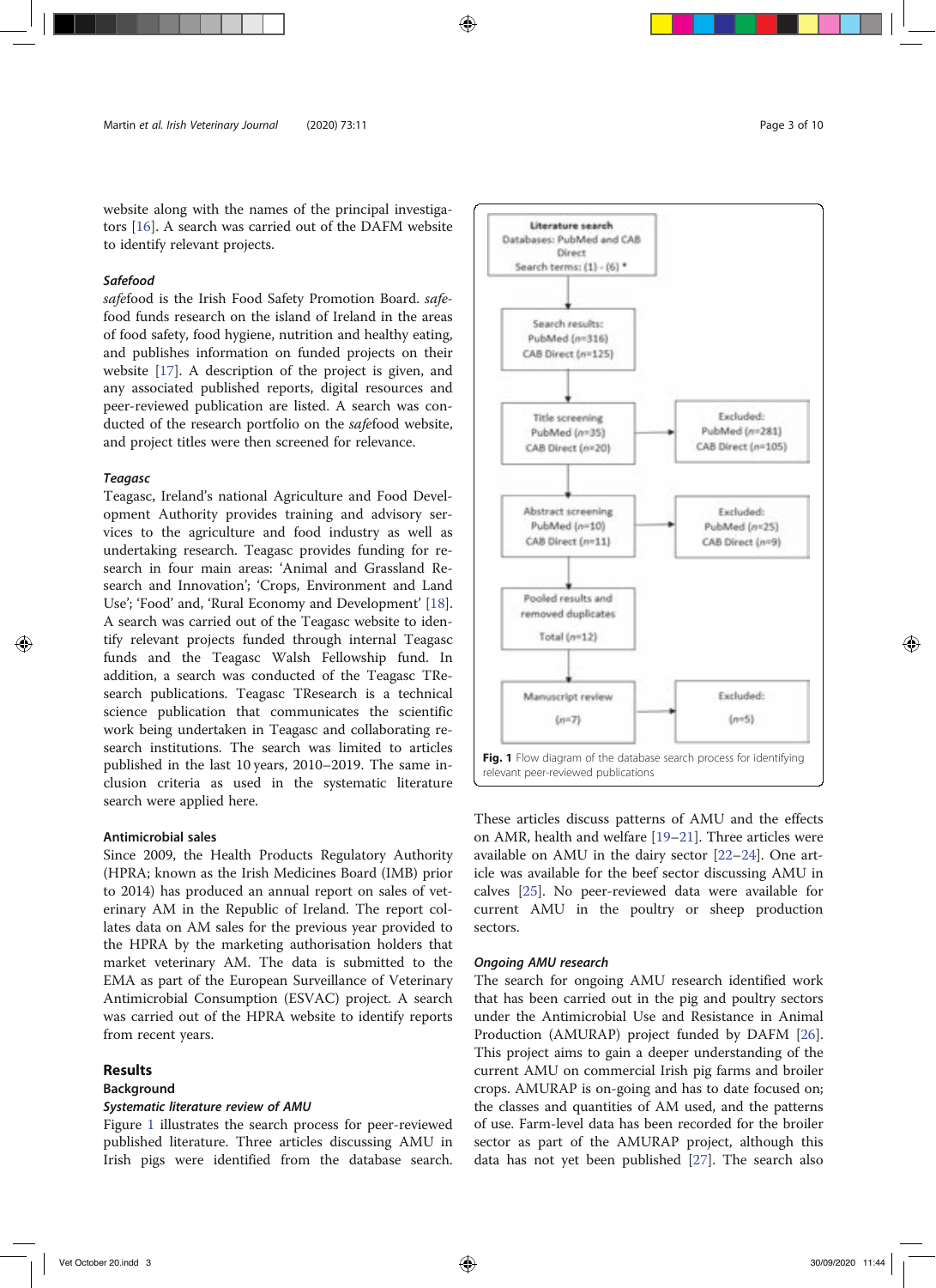website along with the names of the principal investigators [16]. A search was carried out of the DAFM website to identify relevant projects.

*Safefood*

*safe*food is the Irish Food Safety Promotion Board. *safe*food funds research on the island of Ireland in the areas of food safety, food hygiene, nutrition and healthy eating, and publishes information on funded projects on their website [17]. A description of the project is given, and any associated published reports, digital resources and peer-reviewed publication are listed. A search was conducted of the research portfolio on the *safe*food website, and project titles were then screened for relevance.

*Teagasc*

Teagasc, Ireland's national Agriculture and Food Development Authority provides training and advisory services to the agriculture and food industry as well as undertaking research. Teagasc provides funding for research in four main areas: 'Animal and Grassland Research and Innovation'; 'Crops, Environment and Land Use'; 'Food' and, 'Rural Economy and Development' [18]. A search was carried out of the Teagasc website to identify relevant projects funded through internal Teagasc funds and the Teagasc Walsh Fellowship fund. In addition, a search was conducted of the Teagasc TResearch publications. Teagasc TResearch is a technical science publication that communicates the scientific work being undertaken in Teagasc and collaborating research institutions. The search was limited to articles published in the last 10 years, 2010–2019. The same inclusion criteria as used in the systematic literature search were applied here.

**Antimicrobial sales**

Since 2009, the Health Products Regulatory Authority (HPRA; known as the Irish Medicines Board (IMB) prior to 2014) has produced an annual report on sales of veterinary AM in the Republic of Ireland. The report collates data on AM sales for the previous year provided to the HPRA by the marketing authorisation holders that market veterinary AM. The data is submitted to the EMA as part of the European Surveillance of Veterinary Antimicrobial Consumption (ESVAC) project. A search was carried out of the HPRA website to identify reports from recent years.

## Results

### Background

*Systematic literature review of AMU*

Figure 1 illustrates the search process for peer-reviewed published literature. Three articles discussing AMU in Irish pigs were identified from the database search. These articles discuss patterns of AMU and the effects on AMR, health and welfare [19–21]. Three articles were available on AMU in the dairy sector [22–24]. One article was available for the beef sector discussing AMU in calves [25]. No peer-reviewed data were available for current AMU in the poultry or sheep production sectors.

Literature search
Databases: PubMed and CAB Direct
Search terms: (1) - (6) *

Search results:
PubMed (n=316)
CAB Direct (n=125)

Title screening
PubMed (n=35)
CAB Direct (n=20)

Excluded:
PubMed (n=281)
CAB Direct (n=105)

Abstract screening
PubMed (n=10)
CAB Direct (n=11)

Excluded:
PubMed (n=25)
CAB Direct (n=9)

Pooled results and removed duplicates
Total (n=12)

Manuscript review
(n=7)

Excluded:
(n=5)

**Fig. 1** Flow diagram of the database search process for identifying relevant peer-reviewed publications

*Ongoing AMU research*

The search for ongoing AMU research identified work that has been carried out in the pig and poultry sectors under the Antimicrobial Use and Resistance in Animal Production (AMURAP) project funded by DAFM [26]. This project aims to gain a deeper understanding of the current AMU on commercial Irish pig farms and broiler crops. AMURAP is on-going and has to date focused on; the classes and quantities of AM used, and the patterns of use. Farm-level data has been recorded for the broiler sector as part of the AMURAP project, although this data has not yet been published [27]. The search also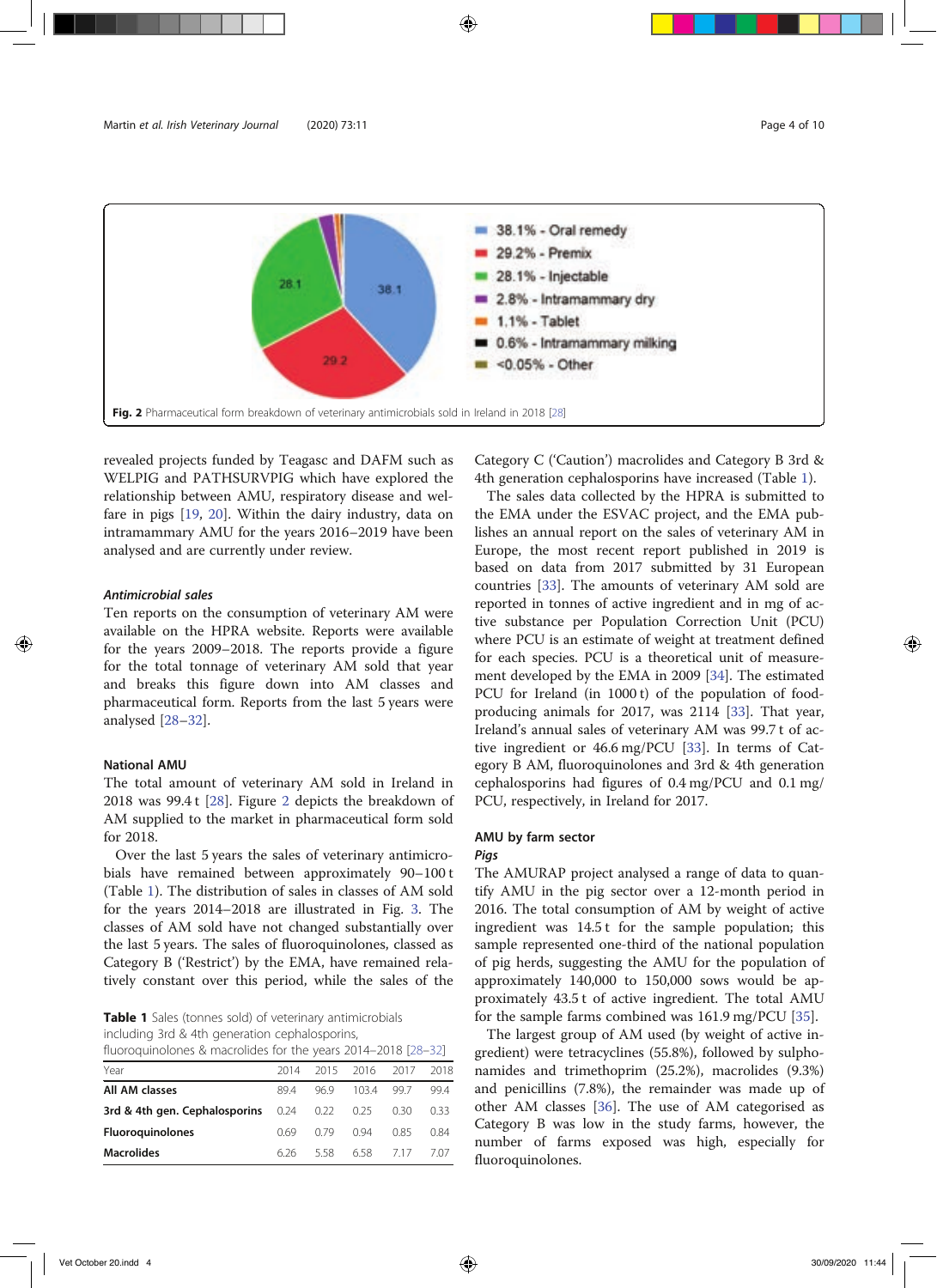Fig. 2 Pharmaceutical form breakdown of veterinary antimicrobials sold in Ireland in 2018 [28]

revealed projects funded by Teagasc and DAFM such as WELPIG and PATHSURVPIG which have explored the relationship between AMU, respiratory disease and welfare in pigs [19, 20]. Within the dairy industry, data on intramammary AMU for the years 2016–2019 have been analysed and are currently under review.

### *Antimicrobial sales*

Ten reports on the consumption of veterinary AM were available on the HPRA website. Reports were available for the years 2009–2018. The reports provide a figure for the total tonnage of veterinary AM sold that year and breaks this figure down into AM classes and pharmaceutical form. Reports from the last 5 years were analysed [28–32].

### National AMU

The total amount of veterinary AM sold in Ireland in 2018 was 99.4 t [28]. Figure 2 depicts the breakdown of AM supplied to the market in pharmaceutical form sold for 2018.

Over the last 5 years the sales of veterinary antimicrobials have remained between approximately 90–100 t (Table 1). The distribution of sales in classes of AM sold for the years 2014–2018 are illustrated in Fig. 3. The classes of AM sold have not changed substantially over the last 5 years. The sales of fluoroquinolones, classed as Category B ('Restrict') by the EMA, have remained relatively constant over this period, while the sales of the Category C ('Caution') macrolides and Category B 3rd & 4th generation cephalosporins have increased (Table 1).

**Table 1** Sales (tonnes sold) of veterinary antimicrobials including 3rd & 4th generation cephalosporins, fluoroquinolones & macrolides for the years 2014–2018 [28–32]

| Year | 2014 | 2015 | 2016 | 2017 | 2018 |
|---|---|---|---|---|---|
| **All AM classes** | 89.4 | 96.9 | 103.4 | 99.7 | 99.4 |
| **3rd & 4th gen. Cephalosporins** | 0.24 | 0.22 | 0.25 | 0.30 | 0.33 |
| **Fluoroquinolones** | 0.69 | 0.79 | 0.94 | 0.85 | 0.84 |
| **Macrolides** | 6.26 | 5.58 | 6.58 | 7.17 | 7.07 |

The sales data collected by the HPRA is submitted to the EMA under the ESVAC project, and the EMA publishes an annual report on the sales of veterinary AM in Europe, the most recent report published in 2019 is based on data from 2017 submitted by 31 European countries [33]. The amounts of veterinary AM sold are reported in tonnes of active ingredient and in mg of active substance per Population Correction Unit (PCU) where PCU is an estimate of weight at treatment defined for each species. PCU is a theoretical unit of measurement developed by the EMA in 2009 [34]. The estimated PCU for Ireland (in 1000 t) of the population of food-producing animals for 2017, was 2114 [33]. That year, Ireland's annual sales of veterinary AM was 99.7 t of active ingredient or 46.6 mg/PCU [33]. In terms of Category B AM, fluoroquinolones and 3rd & 4th generation cephalosporins had figures of 0.4 mg/PCU and 0.1 mg/PCU, respectively, in Ireland for 2017.

### AMU by farm sector

#### *Pigs*

The AMURAP project analysed a range of data to quantify AMU in the pig sector over a 12-month period in 2016. The total consumption of AM by weight of active ingredient was 14.5 t for the sample population; this sample represented one-third of the national population of pig herds, suggesting the AMU for the population of approximately 140,000 to 150,000 sows would be approximately 43.5 t of active ingredient. The total AMU for the sample farms combined was 161.9 mg/PCU [35].

The largest group of AM used (by weight of active ingredient) were tetracyclines (55.8%), followed by sulphonamides and trimethoprim (25.2%), macrolides (9.3%) and penicillins (7.8%), the remainder was made up of other AM classes [36]. The use of AM categorised as Category B was low in the study farms, however, the number of farms exposed was high, especially for fluoroquinolones.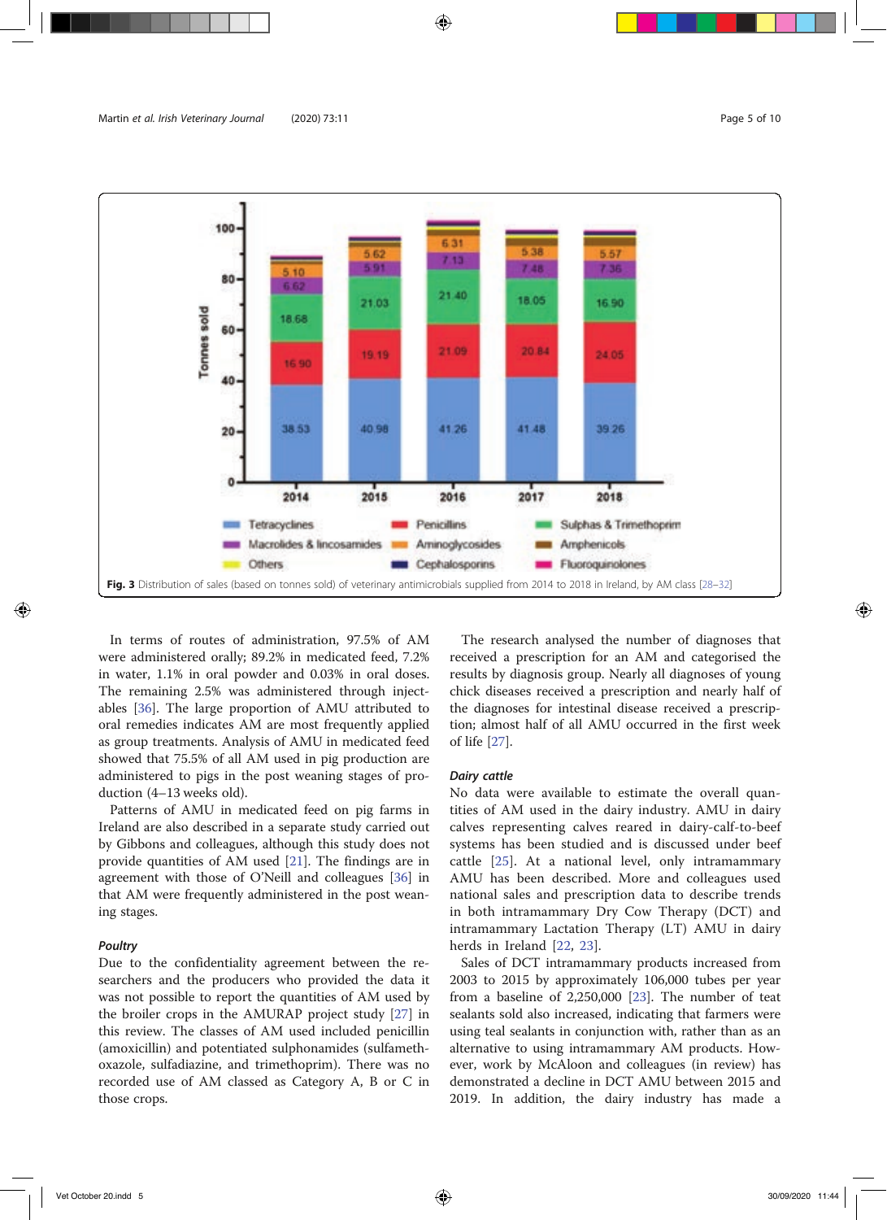Fig. 3 Distribution of sales (based on tonnes sold) of veterinary antimicrobials supplied from 2014 to 2018 in Ireland, by AM class [28–32]

In terms of routes of administration, 97.5% of AM were administered orally; 89.2% in medicated feed, 7.2% in water, 1.1% in oral powder and 0.03% in oral doses. The remaining 2.5% was administered through injectables [36]. The large proportion of AMU attributed to oral remedies indicates AM are most frequently applied as group treatments. Analysis of AMU in medicated feed showed that 75.5% of all AM used in pig production are administered to pigs in the post weaning stages of production (4–13 weeks old).

Patterns of AMU in medicated feed on pig farms in Ireland are also described in a separate study carried out by Gibbons and colleagues, although this study does not provide quantities of AM used [21]. The findings are in agreement with those of O'Neill and colleagues [36] in that AM were frequently administered in the post weaning stages.

### Poultry

Due to the confidentiality agreement between the researchers and the producers who provided the data it was not possible to report the quantities of AM used by the broiler crops in the AMURAP project study [27] in this review. The classes of AM used included penicillin (amoxicillin) and potentiated sulphonamides (sulfamethoxazole, sulfadiazine, and trimethoprim). There was no recorded use of AM classed as Category A, B or C in those crops.

The research analysed the number of diagnoses that received a prescription for an AM and categorised the results by diagnosis group. Nearly all diagnoses of young chick diseases received a prescription and nearly half of the diagnoses for intestinal disease received a prescription; almost half of all AMU occurred in the first week of life [27].

### Dairy cattle

No data were available to estimate the overall quantities of AM used in the dairy industry. AMU in dairy calves representing calves reared in dairy-calf-to-beef systems has been studied and is discussed under beef cattle [25]. At a national level, only intramammary AMU has been described. More and colleagues used national sales and prescription data to describe trends in both intramammary Dry Cow Therapy (DCT) and intramammary Lactation Therapy (LT) AMU in dairy herds in Ireland [22, 23].

Sales of DCT intramammary products increased from 2003 to 2015 by approximately 106,000 tubes per year from a baseline of 2,250,000 [23]. The number of teat sealants sold also increased, indicating that farmers were using teal sealants in conjunction with, rather than as an alternative to using intramammary AM products. However, work by McAloon and colleagues (in review) has demonstrated a decline in DCT AMU between 2015 and 2019. In addition, the dairy industry has made a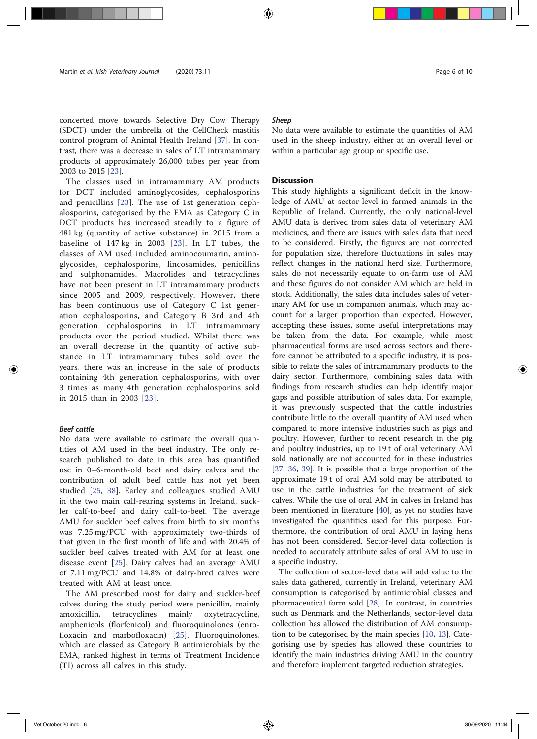concerted move towards Selective Dry Cow Therapy (SDCT) under the umbrella of the CellCheck mastitis control program of Animal Health Ireland [37]. In contrast, there was a decrease in sales of LT intramammary products of approximately 26,000 tubes per year from 2003 to 2015 [23].

The classes used in intramammary AM products for DCT included aminoglycosides, cephalosporins and penicillins [23]. The use of 1st generation cephalosporins, categorised by the EMA as Category C in DCT products has increased steadily to a figure of 481 kg (quantity of active substance) in 2015 from a baseline of 147 kg in 2003 [23]. In LT tubes, the classes of AM used included aminocoumarin, aminoglycosides, cephalosporins, lincosamides, penicillins and sulphonamides. Macrolides and tetracyclines have not been present in LT intramammary products since 2005 and 2009, respectively. However, there has been continuous use of Category C 1st generation cephalosporins, and Category B 3rd and 4th generation cephalosporins in LT intramammary products over the period studied. Whilst there was an overall decrease in the quantity of active substance in LT intramammary tubes sold over the years, there was an increase in the sale of products containing 4th generation cephalosporins, with over 3 times as many 4th generation cephalosporins sold in 2015 than in 2003 [23].

### *Beef cattle*

No data were available to estimate the overall quantities of AM used in the beef industry. The only research published to date in this area has quantified use in 0–6-month-old beef and dairy calves and the contribution of adult beef cattle has not yet been studied [25, 38]. Earley and colleagues studied AMU in the two main calf-rearing systems in Ireland, suckler calf-to-beef and dairy calf-to-beef. The average AMU for suckler beef calves from birth to six months was 7.25 mg/PCU with approximately two-thirds of that given in the first month of life and with 20.4% of suckler beef calves treated with AM for at least one disease event [25]. Dairy calves had an average AMU of 7.11 mg/PCU and 14.8% of dairy-bred calves were treated with AM at least once.

The AM prescribed most for dairy and suckler-beef calves during the study period were penicillin, mainly amoxicillin, tetracyclines mainly oxytetracycline, amphenicols (florfenicol) and fluoroquinolones (enrofloxacin and marbofloxacin) [25]. Fluoroquinolones, which are classed as Category B antimicrobials by the EMA, ranked highest in terms of Treatment Incidence (TI) across all calves in this study.

### *Sheep*

No data were available to estimate the quantities of AM used in the sheep industry, either at an overall level or within a particular age group or specific use.

## Discussion

This study highlights a significant deficit in the knowledge of AMU at sector-level in farmed animals in the Republic of Ireland. Currently, the only national-level AMU data is derived from sales data of veterinary AM medicines, and there are issues with sales data that need to be considered. Firstly, the figures are not corrected for population size, therefore fluctuations in sales may reflect changes in the national herd size. Furthermore, sales do not necessarily equate to on-farm use of AM and these figures do not consider AM which are held in stock. Additionally, the sales data includes sales of veterinary AM for use in companion animals, which may account for a larger proportion than expected. However, accepting these issues, some useful interpretations may be taken from the data. For example, while most pharmaceutical forms are used across sectors and therefore cannot be attributed to a specific industry, it is possible to relate the sales of intramammary products to the dairy sector. Furthermore, combining sales data with findings from research studies can help identify major gaps and possible attribution of sales data. For example, it was previously suspected that the cattle industries contribute little to the overall quantity of AM used when compared to more intensive industries such as pigs and poultry. However, further to recent research in the pig and poultry industries, up to 19 t of oral veterinary AM sold nationally are not accounted for in these industries [27, 36, 39]. It is possible that a large proportion of the approximate 19 t of oral AM sold may be attributed to use in the cattle industries for the treatment of sick calves. While the use of oral AM in calves in Ireland has been mentioned in literature [40], as yet no studies have investigated the quantities used for this purpose. Furthermore, the contribution of oral AMU in laying hens has not been considered. Sector-level data collection is needed to accurately attribute sales of oral AM to use in a specific industry.

The collection of sector-level data will add value to the sales data gathered, currently in Ireland, veterinary AM consumption is categorised by antimicrobial classes and pharmaceutical form sold [28]. In contrast, in countries such as Denmark and the Netherlands, sector-level data collection has allowed the distribution of AM consumption to be categorised by the main species [10, 13]. Categorising use by species has allowed these countries to identify the main industries driving AMU in the country and therefore implement targeted reduction strategies.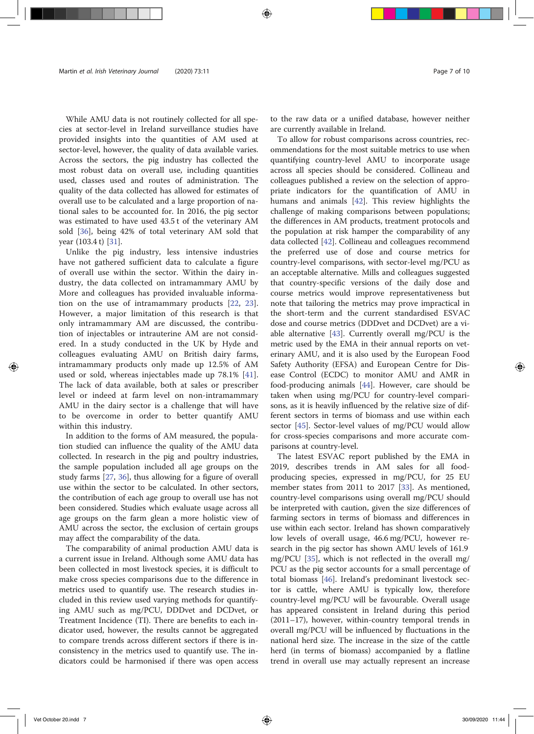While AMU data is not routinely collected for all species at sector-level in Ireland surveillance studies have provided insights into the quantities of AM used at sector-level, however, the quality of data available varies. Across the sectors, the pig industry has collected the most robust data on overall use, including quantities used, classes used and routes of administration. The quality of the data collected has allowed for estimates of overall use to be calculated and a large proportion of national sales to be accounted for. In 2016, the pig sector was estimated to have used 43.5 t of the veterinary AM sold [36], being 42% of total veterinary AM sold that year (103.4 t) [31].

Unlike the pig industry, less intensive industries have not gathered sufficient data to calculate a figure of overall use within the sector. Within the dairy industry, the data collected on intramammary AMU by More and colleagues has provided invaluable information on the use of intramammary products [22, 23]. However, a major limitation of this research is that only intramammary AM are discussed, the contribution of injectables or intrauterine AM are not considered. In a study conducted in the UK by Hyde and colleagues evaluating AMU on British dairy farms, intramammary products only made up 12.5% of AM used or sold, whereas injectables made up 78.1% [41]. The lack of data available, both at sales or prescriber level or indeed at farm level on non-intramammary AMU in the dairy sector is a challenge that will have to be overcome in order to better quantify AMU within this industry.

In addition to the forms of AM measured, the population studied can influence the quality of the AMU data collected. In research in the pig and poultry industries, the sample population included all age groups on the study farms [27, 36], thus allowing for a figure of overall use within the sector to be calculated. In other sectors, the contribution of each age group to overall use has not been considered. Studies which evaluate usage across all age groups on the farm glean a more holistic view of AMU across the sector, the exclusion of certain groups may affect the comparability of the data.

The comparability of animal production AMU data is a current issue in Ireland. Although some AMU data has been collected in most livestock species, it is difficult to make cross species comparisons due to the difference in metrics used to quantify use. The research studies included in this review used varying methods for quantifying AMU such as mg/PCU, DDDvet and DCDvet, or Treatment Incidence (TI). There are benefits to each indicator used, however, the results cannot be aggregated to compare trends across different sectors if there is inconsistency in the metrics used to quantify use. The indicators could be harmonised if there was open access to the raw data or a unified database, however neither are currently available in Ireland.

To allow for robust comparisons across countries, recommendations for the most suitable metrics to use when quantifying country-level AMU to incorporate usage across all species should be considered. Collineau and colleagues published a review on the selection of appropriate indicators for the quantification of AMU in humans and animals [42]. This review highlights the challenge of making comparisons between populations; the differences in AM products, treatment protocols and the population at risk hamper the comparability of any data collected [42]. Collineau and colleagues recommend the preferred use of dose and course metrics for country-level comparisons, with sector-level mg/PCU as an acceptable alternative. Mills and colleagues suggested that country-specific versions of the daily dose and course metrics would improve representativeness but note that tailoring the metrics may prove impractical in the short-term and the current standardised ESVAC dose and course metrics (DDDvet and DCDvet) are a viable alternative [43]. Currently overall mg/PCU is the metric used by the EMA in their annual reports on veterinary AMU, and it is also used by the European Food Safety Authority (EFSA) and European Centre for Disease Control (ECDC) to monitor AMU and AMR in food-producing animals [44]. However, care should be taken when using mg/PCU for country-level comparisons, as it is heavily influenced by the relative size of different sectors in terms of biomass and use within each sector [45]. Sector-level values of mg/PCU would allow for cross-species comparisons and more accurate comparisons at country-level.

The latest ESVAC report published by the EMA in 2019, describes trends in AM sales for all food-producing species, expressed in mg/PCU, for 25 EU member states from 2011 to 2017 [33]. As mentioned, country-level comparisons using overall mg/PCU should be interpreted with caution, given the size differences of farming sectors in terms of biomass and differences in use within each sector. Ireland has shown comparatively low levels of overall usage, 46.6 mg/PCU, however research in the pig sector has shown AMU levels of 161.9 mg/PCU [35], which is not reflected in the overall mg/PCU as the pig sector accounts for a small percentage of total biomass [46]. Ireland's predominant livestock sector is cattle, where AMU is typically low, therefore country-level mg/PCU will be favourable. Overall usage has appeared consistent in Ireland during this period (2011–17), however, within-country temporal trends in overall mg/PCU will be influenced by fluctuations in the national herd size. The increase in the size of the cattle herd (in terms of biomass) accompanied by a flatline trend in overall use may actually represent an increase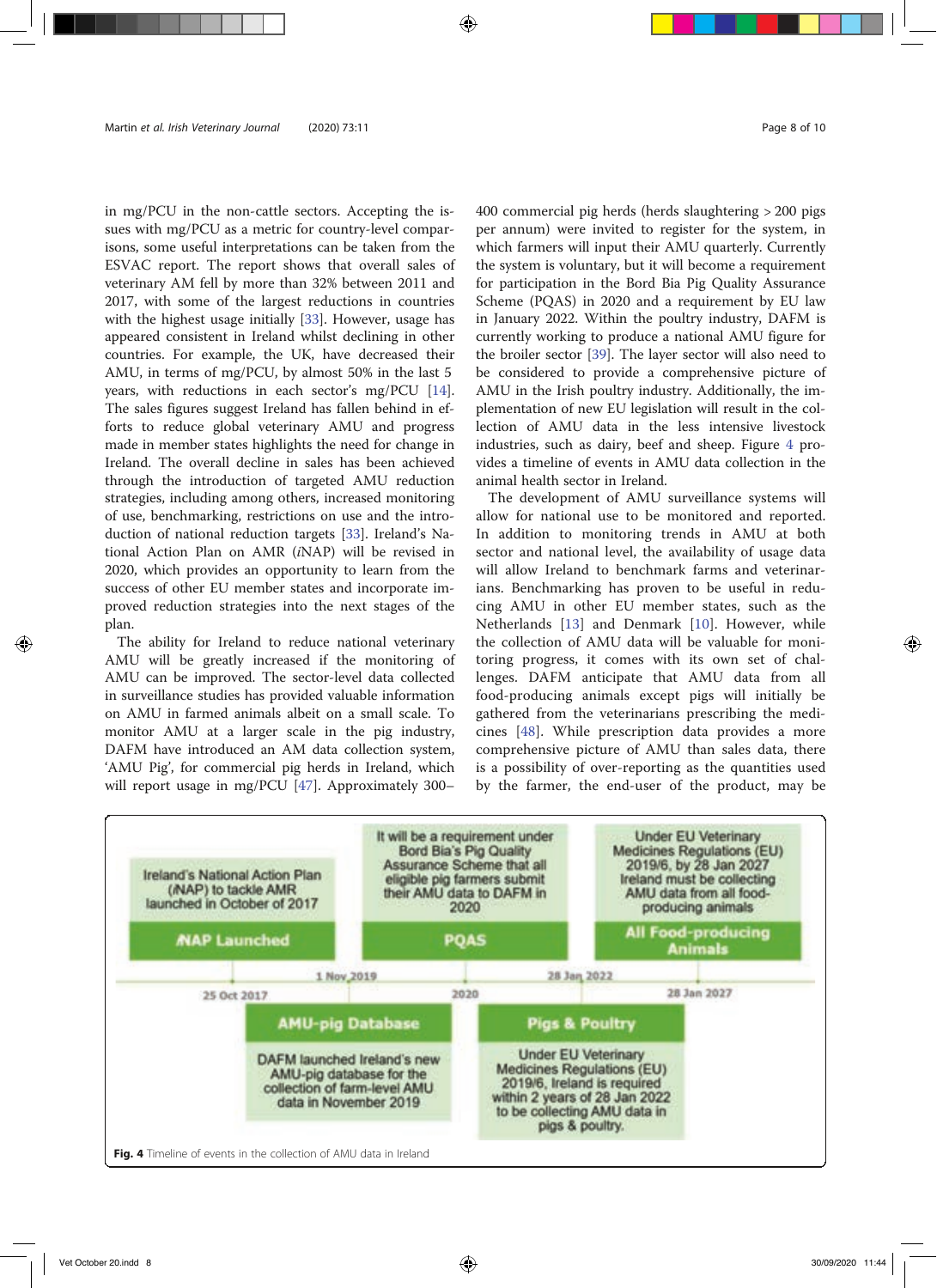in mg/PCU in the non-cattle sectors. Accepting the issues with mg/PCU as a metric for country-level comparisons, some useful interpretations can be taken from the ESVAC report. The report shows that overall sales of veterinary AM fell by more than 32% between 2011 and 2017, with some of the largest reductions in countries with the highest usage initially [33]. However, usage has appeared consistent in Ireland whilst declining in other countries. For example, the UK, have decreased their AMU, in terms of mg/PCU, by almost 50% in the last 5 years, with reductions in each sector's mg/PCU [14]. The sales figures suggest Ireland has fallen behind in efforts to reduce global veterinary AMU and progress made in member states highlights the need for change in Ireland. The overall decline in sales has been achieved through the introduction of targeted AMU reduction strategies, including among others, increased monitoring of use, benchmarking, restrictions on use and the introduction of national reduction targets [33]. Ireland's National Action Plan on AMR (*i*NAP) will be revised in 2020, which provides an opportunity to learn from the success of other EU member states and incorporate improved reduction strategies into the next stages of the plan.

The ability for Ireland to reduce national veterinary AMU will be greatly increased if the monitoring of AMU can be improved. The sector-level data collected in surveillance studies has provided valuable information on AMU in farmed animals albeit on a small scale. To monitor AMU at a larger scale in the pig industry, DAFM have introduced an AM data collection system, 'AMU Pig', for commercial pig herds in Ireland, which will report usage in mg/PCU [47]. Approximately 300–400 commercial pig herds (herds slaughtering > 200 pigs per annum) were invited to register for the system, in which farmers will input their AMU quarterly. Currently the system is voluntary, but it will become a requirement for participation in the Bord Bia Pig Quality Assurance Scheme (PQAS) in 2020 and a requirement by EU law in January 2022. Within the poultry industry, DAFM is currently working to produce a national AMU figure for the broiler sector [39]. The layer sector will also need to be considered to provide a comprehensive picture of AMU in the Irish poultry industry. Additionally, the implementation of new EU legislation will result in the collection of AMU data in the less intensive livestock industries, such as dairy, beef and sheep. Figure 4 provides a timeline of events in AMU data collection in the animal health sector in Ireland.

The development of AMU surveillance systems will allow for national use to be monitored and reported. In addition to monitoring trends in AMU at both sector and national level, the availability of usage data will allow Ireland to benchmark farms and veterinarians. Benchmarking has proven to be useful in reducing AMU in other EU member states, such as the Netherlands [13] and Denmark [10]. However, while the collection of AMU data will be valuable for monitoring progress, it comes with its own set of challenges. DAFM anticipate that AMU data from all food-producing animals except pigs will initially be gathered from the veterinarians prescribing the medicines [48]. While prescription data provides a more comprehensive picture of AMU than sales data, there is a possibility of over-reporting as the quantities used by the farmer, the end-user of the product, may be

| Date | Event | Description |
| --- | --- | --- |
| 25 Oct 2017 | *i*NAP Launched | Ireland's National Action Plan (*i*NAP) to tackle AMR launched in October of 2017 |
| 1 Nov 2019 | AMU-pig Database | DAFM launched Ireland's new AMU-pig database for the collection of farm-level AMU data in November 2019 |
| 2020 | PQAS | It will be a requirement under Bord Bia's Pig Quality Assurance Scheme that all eligible pig farmers submit their AMU data to DAFM in 2020 |
| 28 Jan 2022 | Pigs & Poultry | Under EU Veterinary Medicines Regulations (EU) 2019/6, Ireland is required within 2 years of 28 Jan 2022 to be collecting AMU data in pigs & poultry. |
| 28 Jan 2027 | All Food-producing Animals | Under EU Veterinary Medicines Regulations (EU) 2019/6, by 28 Jan 2027 Ireland must be collecting AMU data from all food-producing animals |

**Fig. 4** Timeline of events in the collection of AMU data in Ireland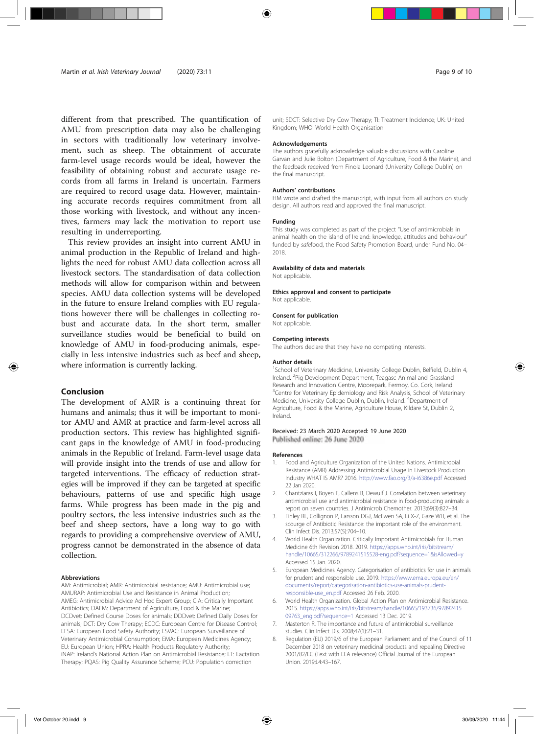different from that prescribed. The quantification of AMU from prescription data may also be challenging in sectors with traditionally low veterinary involvement, such as sheep. The obtainment of accurate farm-level usage records would be ideal, however the feasibility of obtaining robust and accurate usage records from all farms in Ireland is uncertain. Farmers are required to record usage data. However, maintaining accurate records requires commitment from all those working with livestock, and without any incentives, farmers may lack the motivation to report use resulting in underreporting.

This review provides an insight into current AMU in animal production in the Republic of Ireland and highlights the need for robust AMU data collection across all livestock sectors. The standardisation of data collection methods will allow for comparison within and between species. AMU data collection systems will be developed in the future to ensure Ireland complies with EU regulations however there will be challenges in collecting robust and accurate data. In the short term, smaller surveillance studies would be beneficial to build on knowledge of AMU in food-producing animals, especially in less intensive industries such as beef and sheep, where information is currently lacking.

## Conclusion

The development of AMR is a continuing threat for humans and animals; thus it will be important to monitor AMU and AMR at practice and farm-level across all production sectors. This review has highlighted significant gaps in the knowledge of AMU in food-producing animals in the Republic of Ireland. Farm-level usage data will provide insight into the trends of use and allow for targeted interventions. The efficacy of reduction strategies will be improved if they can be targeted at specific behaviours, patterns of use and specific high usage farms. While progress has been made in the pig and poultry sectors, the less intensive industries such as the beef and sheep sectors, have a long way to go with regards to providing a comprehensive overview of AMU, progress cannot be demonstrated in the absence of data collection.

### Abbreviations

AM: Antimicrobial; AMR: Antimicrobial resistance; AMU: Antimicrobial use; AMURAP: Antimicrobial Use and Resistance in Animal Production; AMEG: Antimicrobial Advice Ad Hoc Expert Group; CIA: Critically Important Antibiotics; DAFM: Department of Agriculture, Food & the Marine; DCDvet: Defined Course Doses for animals; DDDvet: Defined Daily Doses for animals; DCT: Dry Cow Therapy; ECDC: European Centre for Disease Control; EFSA: European Food Safety Authority; ESVAC: European Surveillance of Veterinary Antimicrobial Consumption; EMA: European Medicines Agency; EU: European Union; HPRA: Health Products Regulatory Authority; iNAP: Ireland's National Action Plan on Antimicrobial Resistance; LT: Lactation Therapy; PQAS: Pig Quality Assurance Scheme; PCU: Population correction unit; SDCT: Selective Dry Cow Therapy; TI: Treatment Incidence; UK: United Kingdom; WHO: World Health Organisation

### Acknowledgements

The authors gratefully acknowledge valuable discussions with Caroline Garvan and Julie Bolton (Department of Agriculture, Food & the Marine), and the feedback received from Finola Leonard (University College Dublin) on the final manuscript.

### Authors' contributions

HM wrote and drafted the manuscript, with input from all authors on study design. All authors read and approved the final manuscript.

### Funding

This study was completed as part of the project "Use of antimicrobials in animal health on the island of Ireland: knowledge, attitudes and behaviour" funded by *safe*food, the Food Safety Promotion Board, under Fund No. 04–2018.

### Availability of data and materials

Not applicable.

### Ethics approval and consent to participate

Not applicable.

### Consent for publication

Not applicable.

### Competing interests

The authors declare that they have no competing interests.

### Author details

[1]School of Veterinary Medicine, University College Dublin, Belfield, Dublin 4, Ireland. [2]Pig Development Department, Teagasc Animal and Grassland Research and Innovation Centre, Moorepark, Fermoy, Co. Cork, Ireland. [3]Centre for Veterinary Epidemiology and Risk Analysis, School of Veterinary Medicine, University College Dublin, Dublin, Ireland. [4]Department of Agriculture, Food & the Marine, Agriculture House, Kildare St, Dublin 2, Ireland.

Received: 23 March 2020 Accepted: 19 June 2020
Published online: 26 June 2020

### References

1. Food and Agriculture Organization of the United Nations. Antimicrobial Resistance (AMR) Addressing Antimicrobial Usage in Livestock Production Industry WHAT IS AMR? 2016. http://www.fao.org/3/a-i6386e.pdf Accessed 22 Jan 2020.
2. Chantziaras I, Boyen F, Callens B, Dewulf J. Correlation between veterinary antimicrobial use and antimicrobial resistance in food-producing animals: a report on seven countries. J Antimicrob Chemother. 2013;69(3):827–34.
3. Finley RL, Collignon P, Larsson DGJ, McEwen SA, Li X-Z, Gaze WH, et al. The scourge of Antibiotic Resistance: the important role of the environment. Clin Infect Dis. 2013;57(5):704–10.
4. World Health Organization. Critically Important Antimicrobials for Human Medicine 6th Revision 2018. 2019. https://apps.who.int/iris/bitstream/handle/10665/312266/9789241515528-eng.pdf?sequence=1&isAllowed=y Accessed 15 Jan. 2020.
5. European Medicines Agency. Categorisation of antibiotics for use in animals for prudent and responsible use. 2019. https://www.ema.europa.eu/en/documents/report/categorisation-antibiotics-use-animals-prudent-responsible-use_en.pdf Accessed 26 Feb. 2020.
6. World Health Organization. Global Action Plan on Antimicrobial Resistance. 2015. https://apps.who.int/iris/bitstream/handle/10665/193736/9789241509763_eng.pdf?sequence=1 Accessed 13 Dec. 2019.
7. Masterton R. The importance and future of antimicrobial surveillance studies. Clin Infect Dis. 2008;47(1):21–31.
8. Regulation (EU) 2019/6 of the European Parliament and of the Council of 11 December 2018 on veterinary medicinal products and repealing Directive 2001/82/EC (Text with EEA relevance) Official Journal of the European Union. 2019;L4:43–167.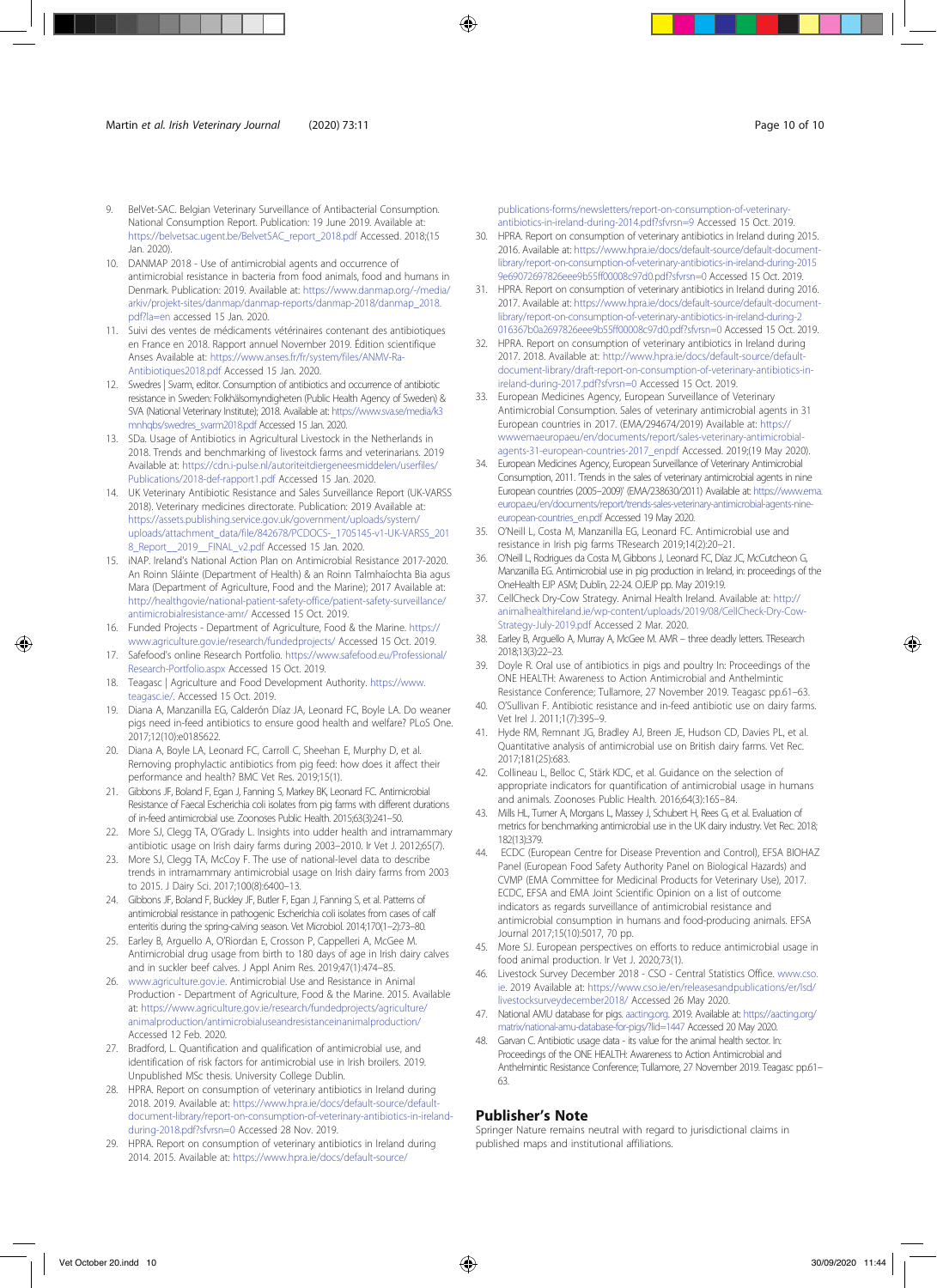9. BelVet-SAC. Belgian Veterinary Surveillance of Antibacterial Consumption. National Consumption Report. Publication: 19 June 2019. Available at: https://belvetsac.ugent.be/BelvetSAC_report_2018.pdf Accessed. 2018;(15 Jan. 2020).
10. DANMAP 2018 - Use of antimicrobial agents and occurrence of antimicrobial resistance in bacteria from food animals, food and humans in Denmark. Publication: 2019. Available at: https://www.danmap.org/-/media/arkiv/projekt-sites/danmap/danmap-reports/danmap-2018/danmap_2018.pdf?la=en accessed 15 Jan. 2020.
11. Suivi des ventes de médicaments vétérinaires contenant des antibiotiques en France en 2018. Rapport annuel Novembre 2019. Édition scientifique Anses Available at: https://www.anses.fr/fr/system/files/ANMV-Ra-Antibiotiques2018.pdf Accessed 15 Jan. 2020.
12. Swedres | Svarm, editor. Consumption of antibiotics and occurrence of antibiotic resistance in Sweden: Folkhälsomyndigheten (Public Health Agency of Sweden) & SVA (National Veterinary Institute); 2018. Available at: https://www.sva.se/media/k3mnhqbs/swedres_svarm2018.pdf Accessed 15 Jan. 2020.
13. SDa. Usage of Antibiotics in Agricultural Livestock in the Netherlands in 2018. Trends and benchmarking of livestock farms and veterinarians. 2019 Available at: https://cdn.i-pulse.nl/autoriteitdiergeneesmiddelen/userfiles/Publications/2018-def-rapport1.pdf Accessed 15 Jan. 2020.
14. UK Veterinary Antibiotic Resistance and Sales Surveillance Report (UK-VARSS 2018). Veterinary medicines directorate. Publication: 2019 Available at: https://assets.publishing.service.gov.uk/government/uploads/system/uploads/attachment_data/file/842678/PCDOCS-_1705145-v1-UK-VARSS_2018_Report__2019__FINAL_v2.pdf Accessed 15 Jan. 2020.
15. iNAP. Ireland's National Action Plan on Antimicrobial Resistance 2017-2020. An Roinn Sláinte (Department of Health) & an Roinn Talmhaíochta Bia agus Mara (Department of Agriculture, Food and the Marine); 2017 Available at: http://healthgovie/national-patient-safety-office/patient-safety-surveillance/antimicrobialresistance-amr/ Accessed 15 Oct. 2019.
16. Funded Projects - Department of Agriculture, Food & the Marine. https://www.agriculture.gov.ie/research/fundedprojects/ Accessed 15 Oct. 2019.
17. Safefood's online Research Portfolio. https://www.safefood.eu/Professional/Research-Portfolio.aspx Accessed 15 Oct. 2019.
18. Teagasc | Agriculture and Food Development Authority. https://www.teagasc.ie/. Accessed 15 Oct. 2019.
19. Diana A, Manzanilla EG, Calderón Díaz JA, Leonard FC, Boyle LA. Do weaner pigs need in-feed antibiotics to ensure good health and welfare? PLoS One. 2017;12(10):e0185622.
20. Diana A, Boyle LA, Leonard FC, Carroll C, Sheehan E, Murphy D, et al. Removing prophylactic antibiotics from pig feed: how does it affect their performance and health? BMC Vet Res. 2019;15(1).
21. Gibbons JF, Boland F, Egan J, Fanning S, Markey BK, Leonard FC. Antimicrobial Resistance of Faecal Escherichia coli isolates from pig farms with different durations of in-feed antimicrobial use. Zoonoses Public Health. 2015;63(3):241–50.
22. More SJ, Clegg TA, O'Grady L. Insights into udder health and intramammary antibiotic usage on Irish dairy farms during 2003–2010. Ir Vet J. 2012;65(7).
23. More SJ, Clegg TA, McCoy F. The use of national-level data to describe trends in intramammary antimicrobial usage on Irish dairy farms from 2003 to 2015. J Dairy Sci. 2017;100(8):6400–13.
24. Gibbons JF, Boland F, Buckley JF, Butler F, Egan J, Fanning S, et al. Patterns of antimicrobial resistance in pathogenic Escherichia coli isolates from cases of calf enteritis during the spring-calving season. Vet Microbiol. 2014;170(1–2):73–80.
25. Earley B, Arguello A, O'Riordan E, Crosson P, Cappelleri A, McGee M. Antimicrobial drug usage from birth to 180 days of age in Irish dairy calves and in suckler beef calves. J Appl Anim Res. 2019;47(1):474–85.
26. www.agriculture.gov.ie. Antimicrobial Use and Resistance in Animal Production - Department of Agriculture, Food & the Marine. 2015. Available at: https://www.agriculture.gov.ie/research/fundedprojects/agriculture/animalproduction/antimicrobialuseandresistanceinanimalproduction/ Accessed 12 Feb. 2020.
27. Bradford, L. Quantification and qualification of antimicrobial use, and identification of risk factors for antimicrobial use in Irish broilers. 2019. Unpublished MSc thesis. University College Dublin.
28. HPRA. Report on consumption of veterinary antibiotics in Ireland during 2018. 2019. Available at: https://www.hpra.ie/docs/default-source/default-document-library/report-on-consumption-of-veterinary-antibiotics-in-ireland-during-2018.pdf?sfvrsn=0 Accessed 28 Nov. 2019.
29. HPRA. Report on consumption of veterinary antibiotics in Ireland during 2014. 2015. Available at: https://www.hpra.ie/docs/default-source/publications-forms/newsletters/report-on-consumption-of-veterinary-antibiotics-in-ireland-during-2014.pdf?sfvrsn=9 Accessed 15 Oct. 2019.
30. HPRA. Report on consumption of veterinary antibiotics in Ireland during 2015. 2016. Available at: https://www.hpra.ie/docs/default-source/default-document-library/report-on-consumption-of-veterinary-antibiotics-in-ireland-during-20159e69072697826eee9b55ff00008c97d0.pdf?sfvrsn=0 Accessed 15 Oct. 2019.
31. HPRA. Report on consumption of veterinary antibiotics in Ireland during 2016. 2017. Available at: https://www.hpra.ie/docs/default-source/default-document-library/report-on-consumption-of-veterinary-antibiotics-in-ireland-during-2016367b0a2697826eee9b55ff00008c97d0.pdf?sfvrsn=0 Accessed 15 Oct. 2019.
32. HPRA. Report on consumption of veterinary antibiotics in Ireland during 2017. 2018. Available at: http://www.hpra.ie/docs/default-source/default-document-library/draft-report-on-consumption-of-veterinary-antibiotics-in-ireland-during-2017.pdf?sfvrsn=0 Accessed 15 Oct. 2019.
33. European Medicines Agency, European Surveillance of Veterinary Antimicrobial Consumption. Sales of veterinary antimicrobial agents in 31 European countries in 2017. (EMA/294674/2019) Available at: https://wwwemaeuropaeu/en/documents/report/sales-veterinary-antimicrobial-agents-31-european-countries-2017_enpdf Accessed. 2019;(19 May 2020).
34. European Medicines Agency, European Surveillance of Veterinary Antimicrobial Consumption, 2011. 'Trends in the sales of veterinary antimicrobial agents in nine European countries (2005–2009)' (EMA/238630/2011) Available at: https://www.ema.europa.eu/en/documents/report/trends-sales-veterinary-antimicrobial-agents-nine-european-countries_en.pdf Accessed 19 May 2020.
35. O'Neill L, Costa M, Manzanilla EG, Leonard FC. Antimicrobial use and resistance in Irish pig farms TResearch 2019;14(2):20–21.
36. O'Neill L, Rodrigues da Costa M, Gibbons J, Leonard FC, Díaz JC, McCutcheon G, Manzanilla EG. Antimicrobial use in pig production in Ireland, in: proceedings of the OneHealth EJP ASM; Dublin, 22-24. OJEJP pp. May 2019:19.
37. CellCheck Dry-Cow Strategy. Animal Health Ireland. Available at: http://animalhealthireland.ie/wp-content/uploads/2019/08/CellCheck-Dry-Cow-Strategy-July-2019.pdf Accessed 2 Mar. 2020.
38. Earley B, Arguello A, Murray A, McGee M. AMR – three deadly letters. TResearch 2018;13(3):22–23.
39. Doyle R. Oral use of antibiotics in pigs and poultry In: Proceedings of the ONE HEALTH: Awareness to Action Antimicrobial and Anthelmintic Resistance Conference; Tullamore, 27 November 2019. Teagasc pp.61–63.
40. O'Sullivan F. Antibiotic resistance and in-feed antibiotic use on dairy farms. Vet Irel J. 2011;1(7):395–9.
41. Hyde RM, Remnant JG, Bradley AJ, Breen JE, Hudson CD, Davies PL, et al. Quantitative analysis of antimicrobial use on British dairy farms. Vet Rec. 2017;181(25):683.
42. Collineau L, Belloc C, Stärk KDC, et al. Guidance on the selection of appropriate indicators for quantification of antimicrobial usage in humans and animals. Zoonoses Public Health. 2016;64(3):165–84.
43. Mills HL, Turner A, Morgans L, Massey J, Schubert H, Rees G, et al. Evaluation of metrics for benchmarking antimicrobial use in the UK dairy industry. Vet Rec. 2018;182(13):379.
44. ECDC (European Centre for Disease Prevention and Control), EFSA BIOHAZ Panel (European Food Safety Authority Panel on Biological Hazards) and CVMP (EMA Committee for Medicinal Products for Veterinary Use), 2017. ECDC, EFSA and EMA Joint Scientific Opinion on a list of outcome indicators as regards surveillance of antimicrobial resistance and antimicrobial consumption in humans and food-producing animals. EFSA Journal 2017;15(10):5017, 70 pp.
45. More SJ. European perspectives on efforts to reduce antimicrobial usage in food animal production. Ir Vet J. 2020;73(1).
46. Livestock Survey December 2018 - CSO - Central Statistics Office. www.cso.ie. 2019 Available at: https://www.cso.ie/en/releasesandpublications/er/lsd/livestocksurveydecember2018/ Accessed 26 May 2020.
47. National AMU database for pigs. aacting.org. 2019. Available at: https://aacting.org/matrix/national-amu-database-for-pigs/?lid=1447 Accessed 20 May 2020.
48. Garvan C. Antibiotic usage data - its value for the animal health sector. In: Proceedings of the ONE HEALTH: Awareness to Action Antimicrobial and Anthelmintic Resistance Conference; Tullamore, 27 November 2019. Teagasc pp.61–63.

## Publisher's Note

Springer Nature remains neutral with regard to jurisdictional claims in published maps and institutional affiliations.